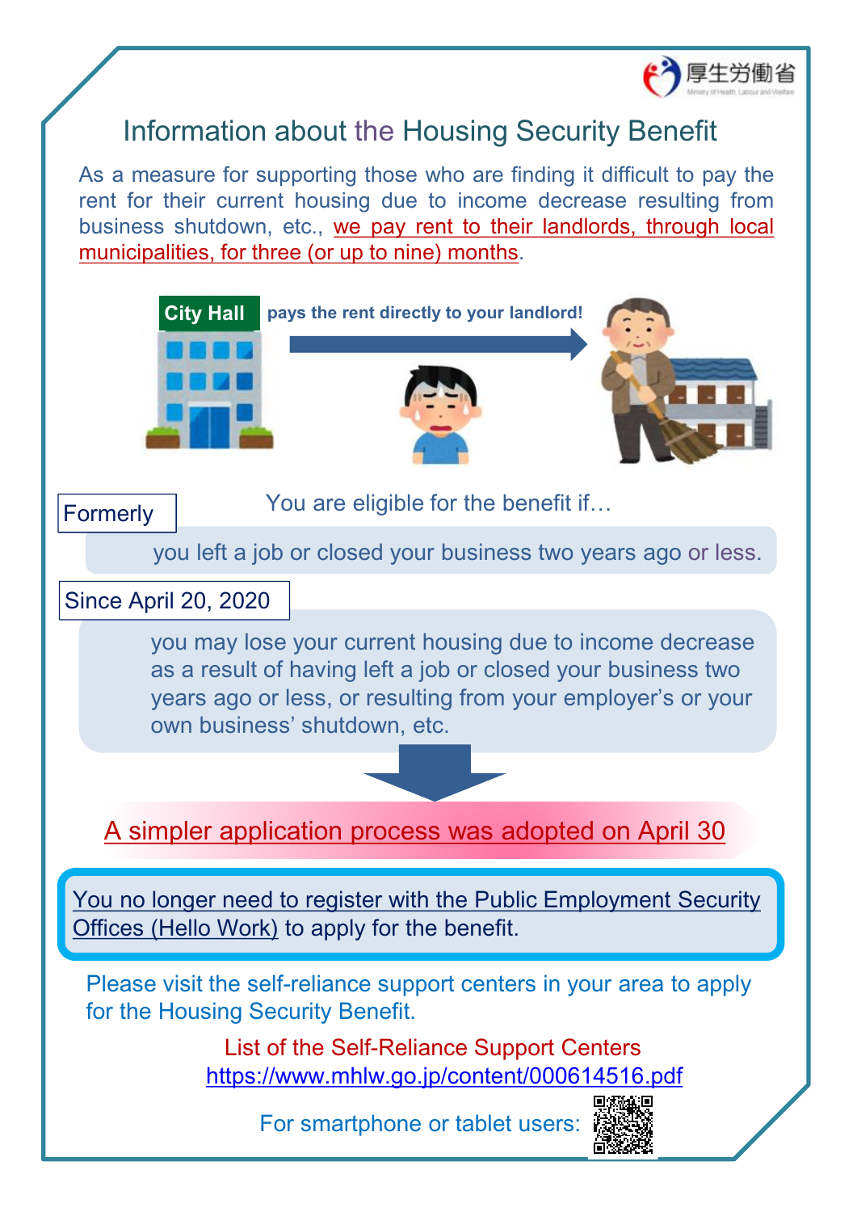厚生労働省

Ministry of Health, Labour and Welfare

# Information about the Housing Security Benefit

As a measure for supporting those who are finding it difficult to pay the rent for their current housing due to income decrease resulting from business shutdown, etc., we pay rent to their landlords, through local municipalities, for three (or up to nine) months.

**City Hall** **pays the rent directly to your landlord!**

You are eligible for the benefit if…

**Formerly**

you left a job or closed your business two years ago or less.

**Since April 20, 2020**

you may lose your current housing due to income decrease as a result of having left a job or closed your business two years ago or less, or resulting from your employer's or your own business' shutdown, etc.

## A simpler application process was adopted on April 30

You no longer need to register with the Public Employment Security Offices (Hello Work) to apply for the benefit.

Please visit the self-reliance support centers in your area to apply for the Housing Security Benefit.

List of the Self-Reliance Support Centers
https://www.mhlw.go.jp/content/000614516.pdf

For smartphone or tablet users: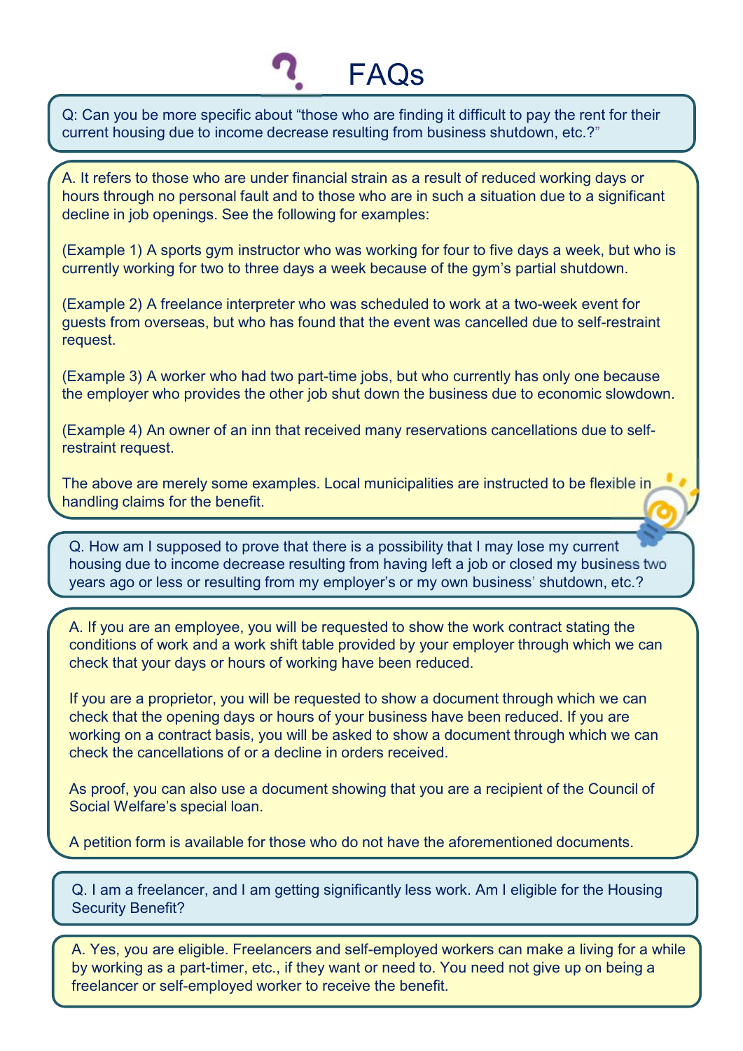# FAQs

Q: Can you be more specific about "those who are finding it difficult to pay the rent for their current housing due to income decrease resulting from business shutdown, etc.?"

A. It refers to those who are under financial strain as a result of reduced working days or hours through no personal fault and to those who are in such a situation due to a significant decline in job openings. See the following for examples:

(Example 1) A sports gym instructor who was working for four to five days a week, but who is currently working for two to three days a week because of the gym's partial shutdown.

(Example 2) A freelance interpreter who was scheduled to work at a two-week event for guests from overseas, but who has found that the event was cancelled due to self-restraint request.

(Example 3) A worker who had two part-time jobs, but who currently has only one because the employer who provides the other job shut down the business due to economic slowdown.

(Example 4) An owner of an inn that received many reservations cancellations due to self-restraint request.

The above are merely some examples. Local municipalities are instructed to be flexible in handling claims for the benefit.

Q. How am I supposed to prove that there is a possibility that I may lose my current housing due to income decrease resulting from having left a job or closed my business two years ago or less or resulting from my employer's or my own business' shutdown, etc.?

A. If you are an employee, you will be requested to show the work contract stating the conditions of work and a work shift table provided by your employer through which we can check that your days or hours of working have been reduced.

If you are a proprietor, you will be requested to show a document through which we can check that the opening days or hours of your business have been reduced. If you are working on a contract basis, you will be asked to show a document through which we can check the cancellations of or a decline in orders received.

As proof, you can also use a document showing that you are a recipient of the Council of Social Welfare's special loan.

A petition form is available for those who do not have the aforementioned documents.

Q. I am a freelancer, and I am getting significantly less work. Am I eligible for the Housing Security Benefit?

A. Yes, you are eligible. Freelancers and self-employed workers can make a living for a while by working as a part-timer, etc., if they want or need to. You need not give up on being a freelancer or self-employed worker to receive the benefit.